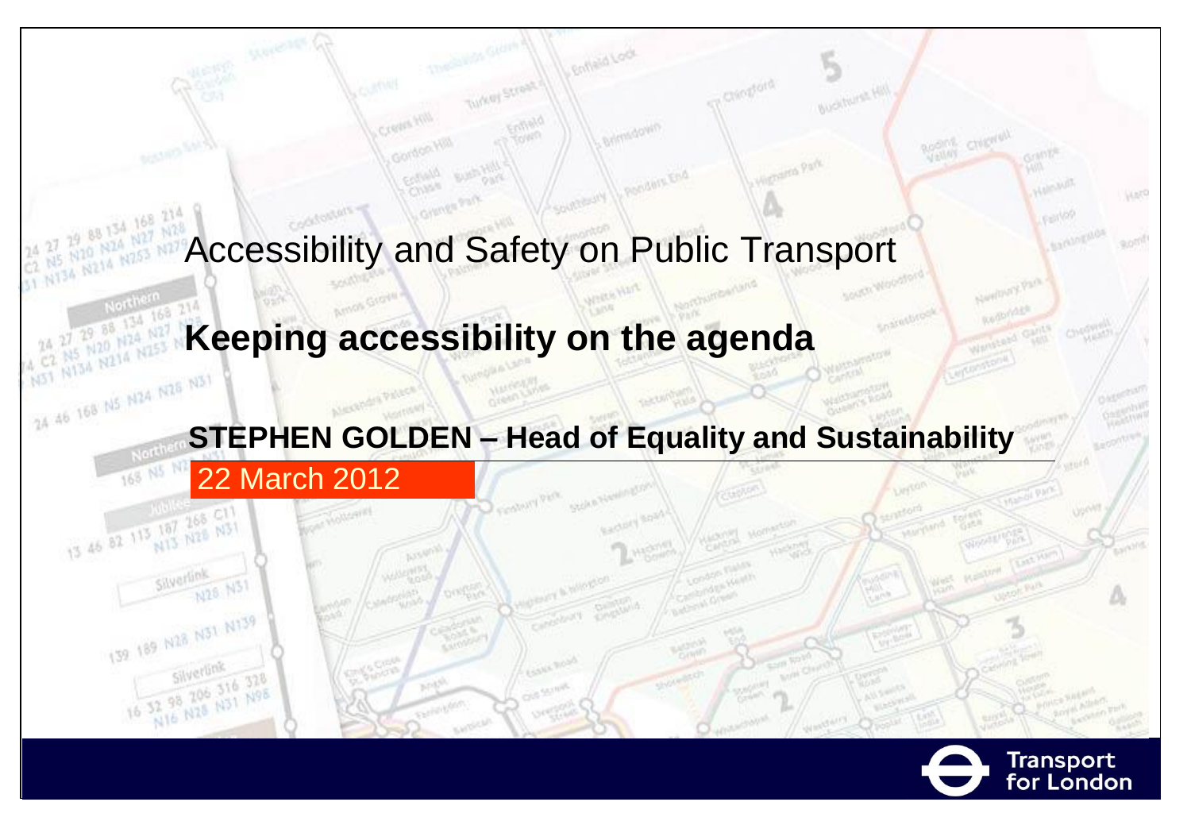# Accessibility and Safety on Public Transport

## Keeping accessibility on the agenda

**STEPHEN GOLDEN – Head of Equality and Sustainability**

22 March 2012

Transport for London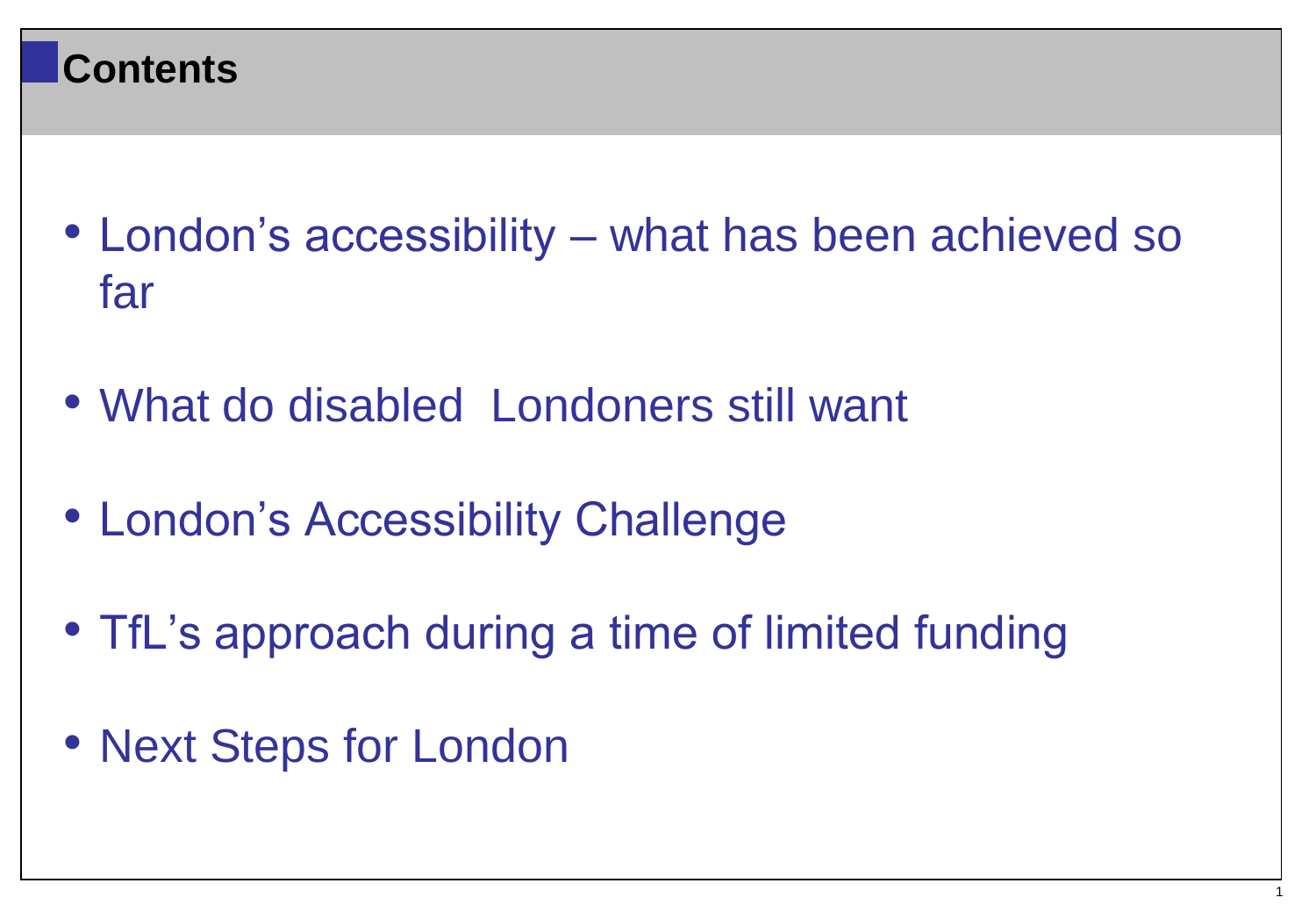# Contents

- London's accessibility – what has been achieved so far
- What do disabled  Londoners still want
- London's Accessibility Challenge
- TfL's approach during a time of limited funding
- Next Steps for London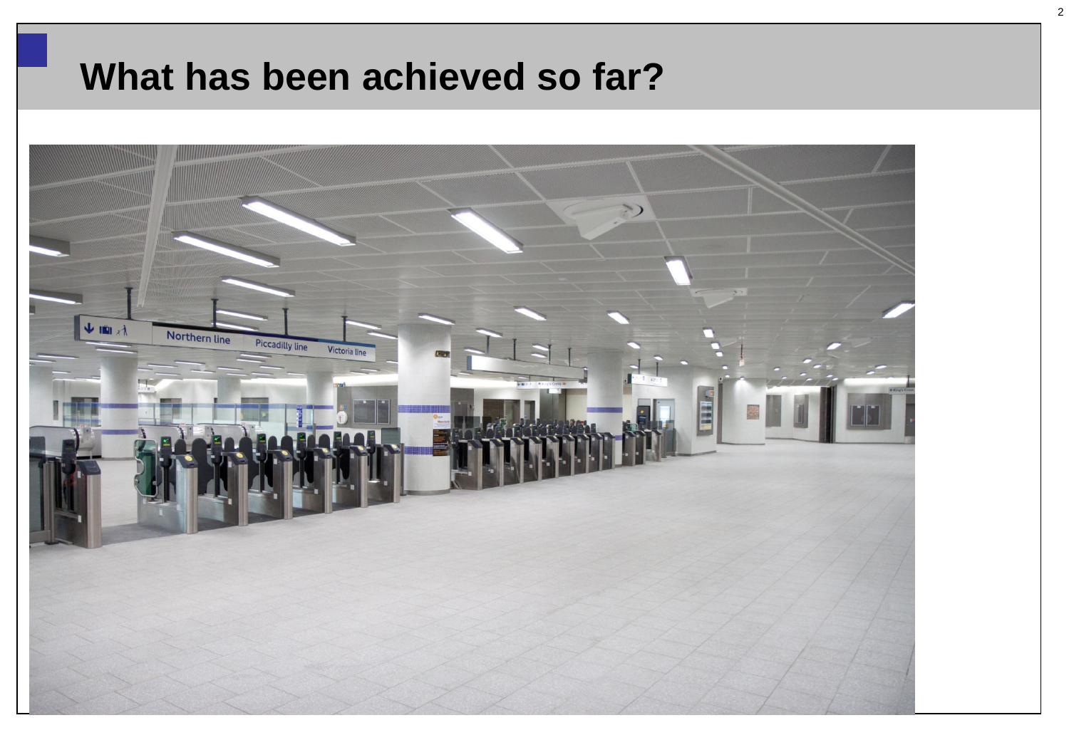# What has been achieved so far?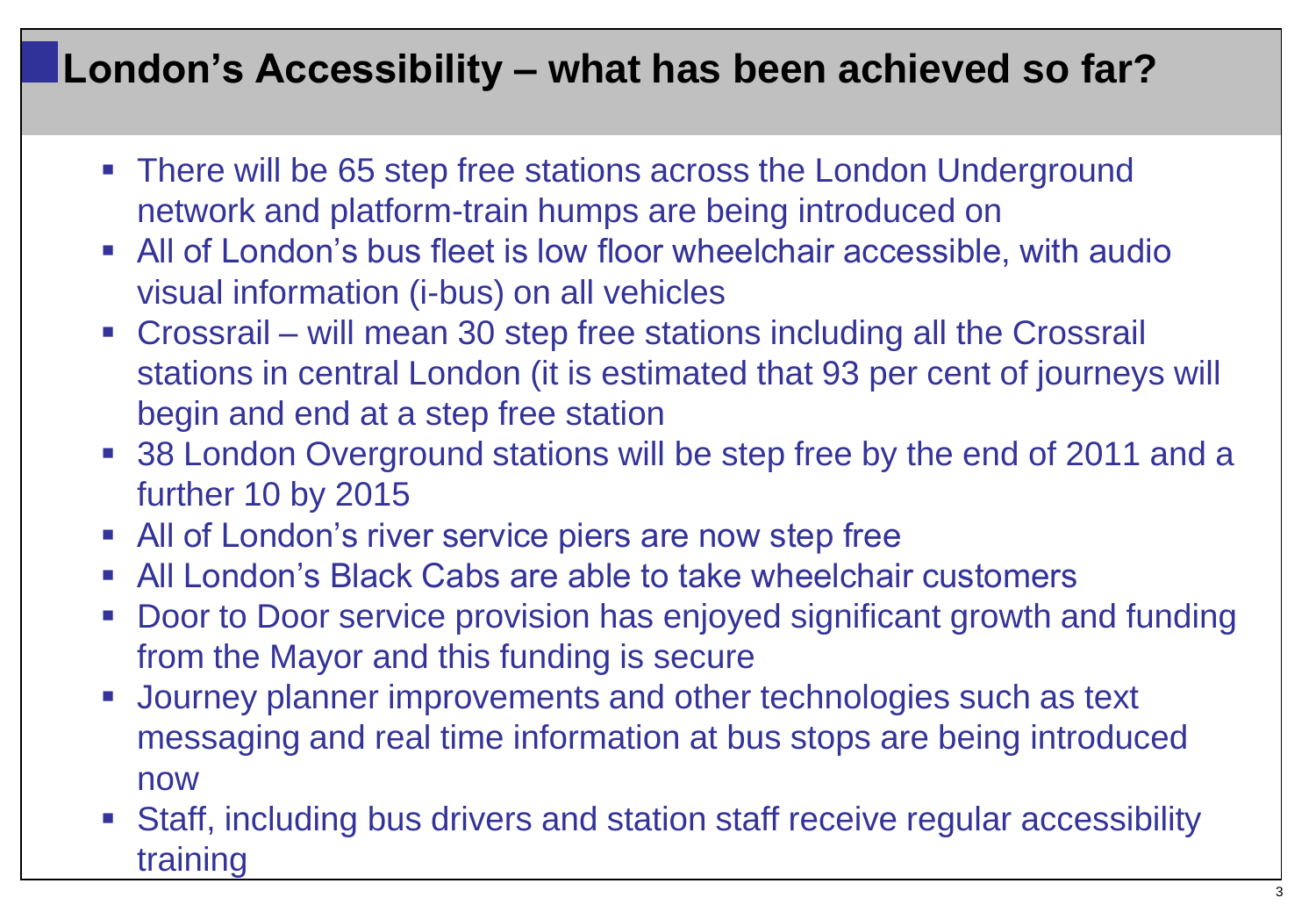# London's Accessibility – what has been achieved so far?

- There will be 65 step free stations across the London Underground network and platform-train humps are being introduced on
- All of London's bus fleet is low floor wheelchair accessible, with audio visual information (i-bus) on all vehicles
- Crossrail – will mean 30 step free stations including all the Crossrail stations in central London (it is estimated that 93 per cent of journeys will begin and end at a step free station
- 38 London Overground stations will be step free by the end of 2011 and a further 10 by 2015
- All of London's river service piers are now step free
- All London's Black Cabs are able to take wheelchair customers
- Door to Door service provision has enjoyed significant growth and funding from the Mayor and this funding is secure
- Journey planner improvements and other technologies such as text messaging and real time information at bus stops are being introduced now
- Staff, including bus drivers and station staff receive regular accessibility training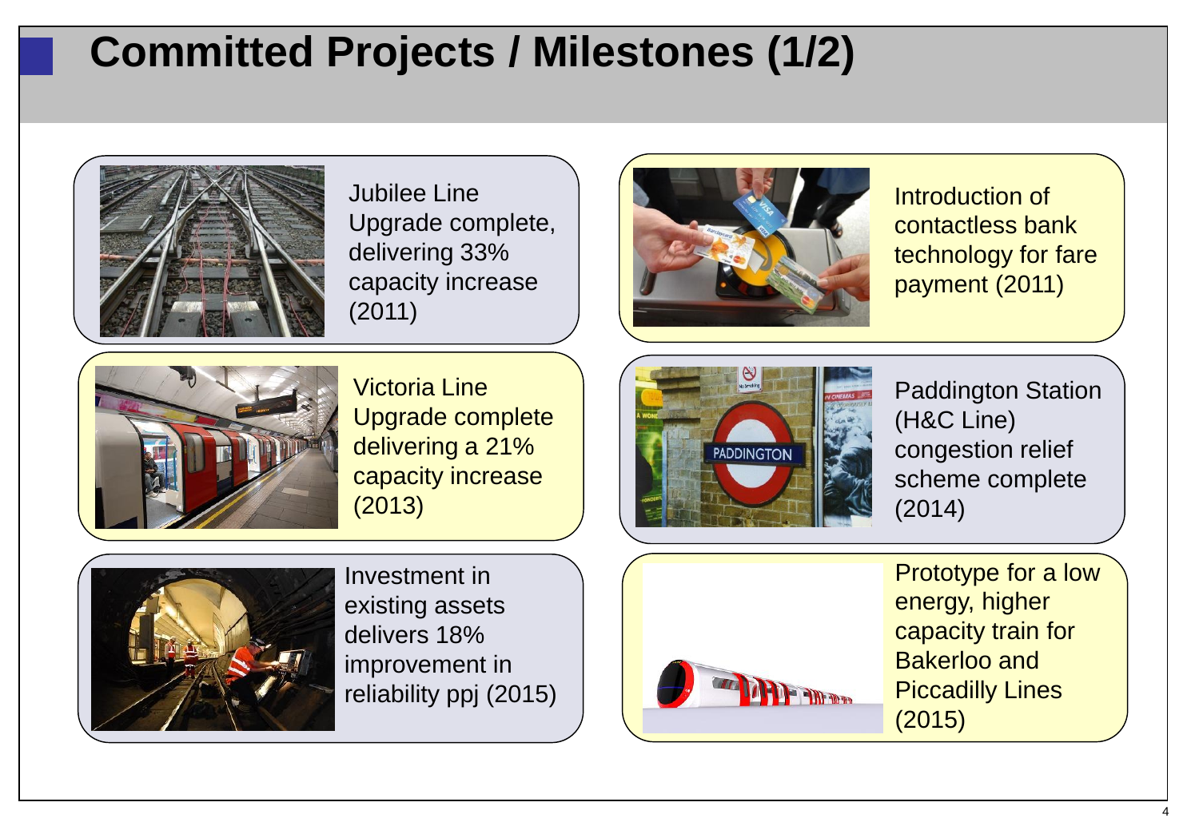# Committed Projects / Milestones (1/2)

Jubilee Line Upgrade complete, delivering 33% capacity increase (2011)

Introduction of contactless bank technology for fare payment (2011)

Victoria Line Upgrade complete delivering a 21% capacity increase (2013)

Paddington Station (H&C Line) congestion relief scheme complete (2014)

Investment in existing assets delivers 18% improvement in reliability ppj (2015)

Prototype for a low energy, higher capacity train for Bakerloo and Piccadilly Lines (2015)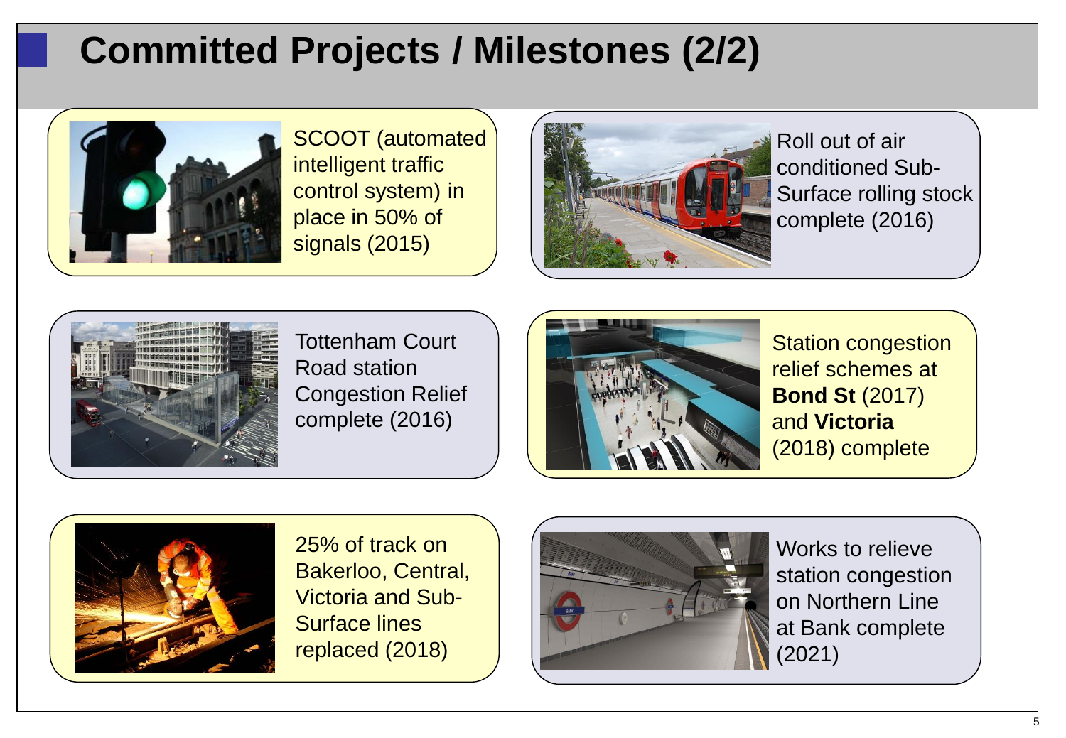# Committed Projects / Milestones (2/2)

- SCOOT (automated intelligent traffic control system) in place in 50% of signals (2015)
- Roll out of air conditioned Sub-Surface rolling stock complete (2016)
- Tottenham Court Road station Congestion Relief complete (2016)
- Station congestion relief schemes at **Bond St** (2017) and **Victoria** (2018) complete
- 25% of track on Bakerloo, Central, Victoria and Sub-Surface lines replaced (2018)
- Works to relieve station congestion on Northern Line at Bank complete (2021)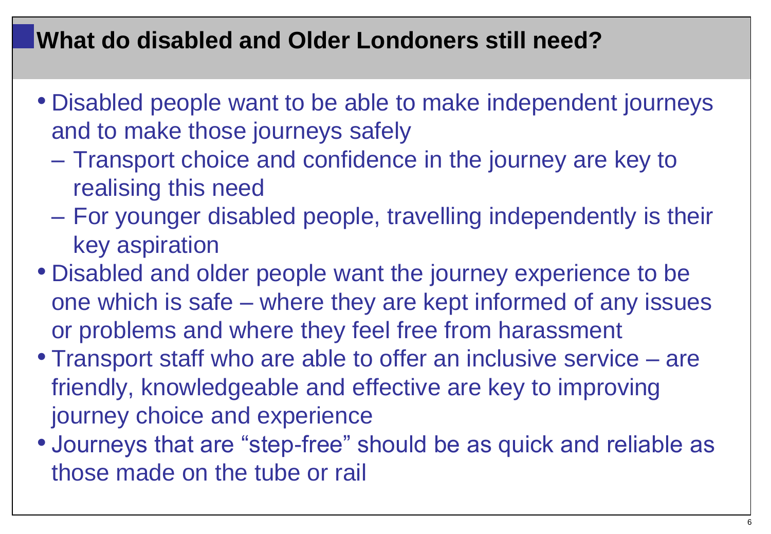## What do disabled and Older Londoners still need?

- Disabled people want to be able to make independent journeys and to make those journeys safely
  - Transport choice and confidence in the journey are key to realising this need
  - For younger disabled people, travelling independently is their key aspiration
- Disabled and older people want the journey experience to be one which is safe – where they are kept informed of any issues or problems and where they feel free from harassment
- Transport staff who are able to offer an inclusive service – are friendly, knowledgeable and effective are key to improving journey choice and experience
- Journeys that are "step-free" should be as quick and reliable as those made on the tube or rail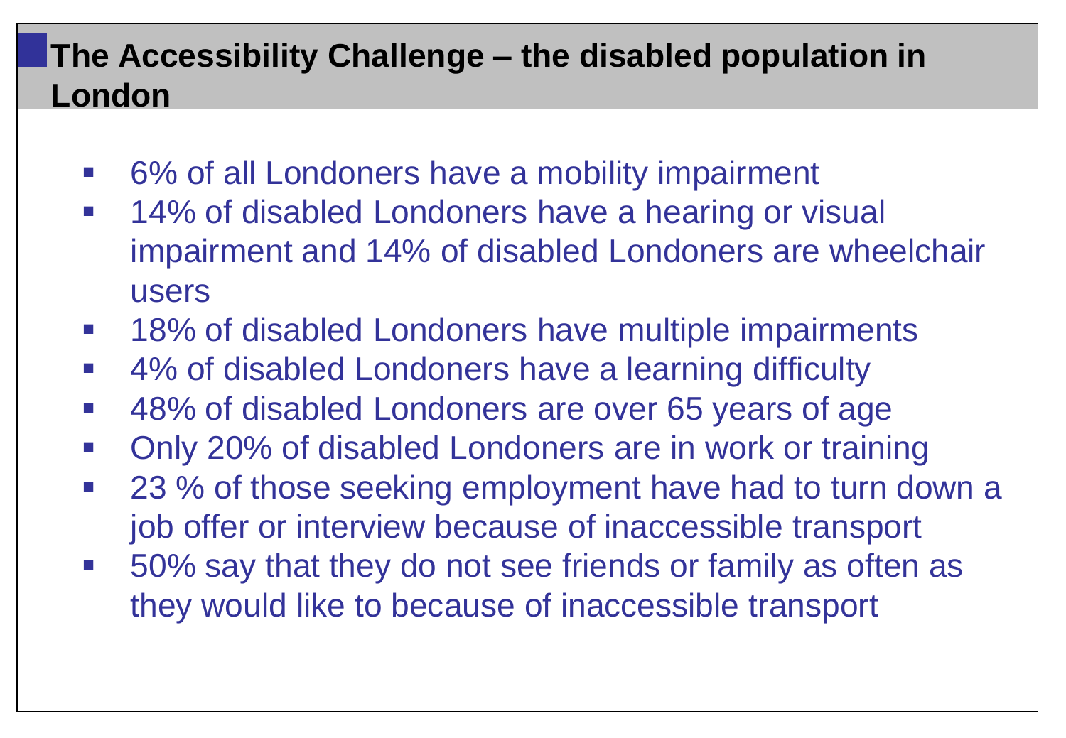# The Accessibility Challenge – the disabled population in London

- 6% of all Londoners have a mobility impairment
- 14% of disabled Londoners have a hearing or visual impairment and 14% of disabled Londoners are wheelchair users
- 18% of disabled Londoners have multiple impairments
- 4% of disabled Londoners have a learning difficulty
- 48% of disabled Londoners are over 65 years of age
- Only 20% of disabled Londoners are in work or training
- 23 % of those seeking employment have had to turn down a job offer or interview because of inaccessible transport
- 50% say that they do not see friends or family as often as they would like to because of inaccessible transport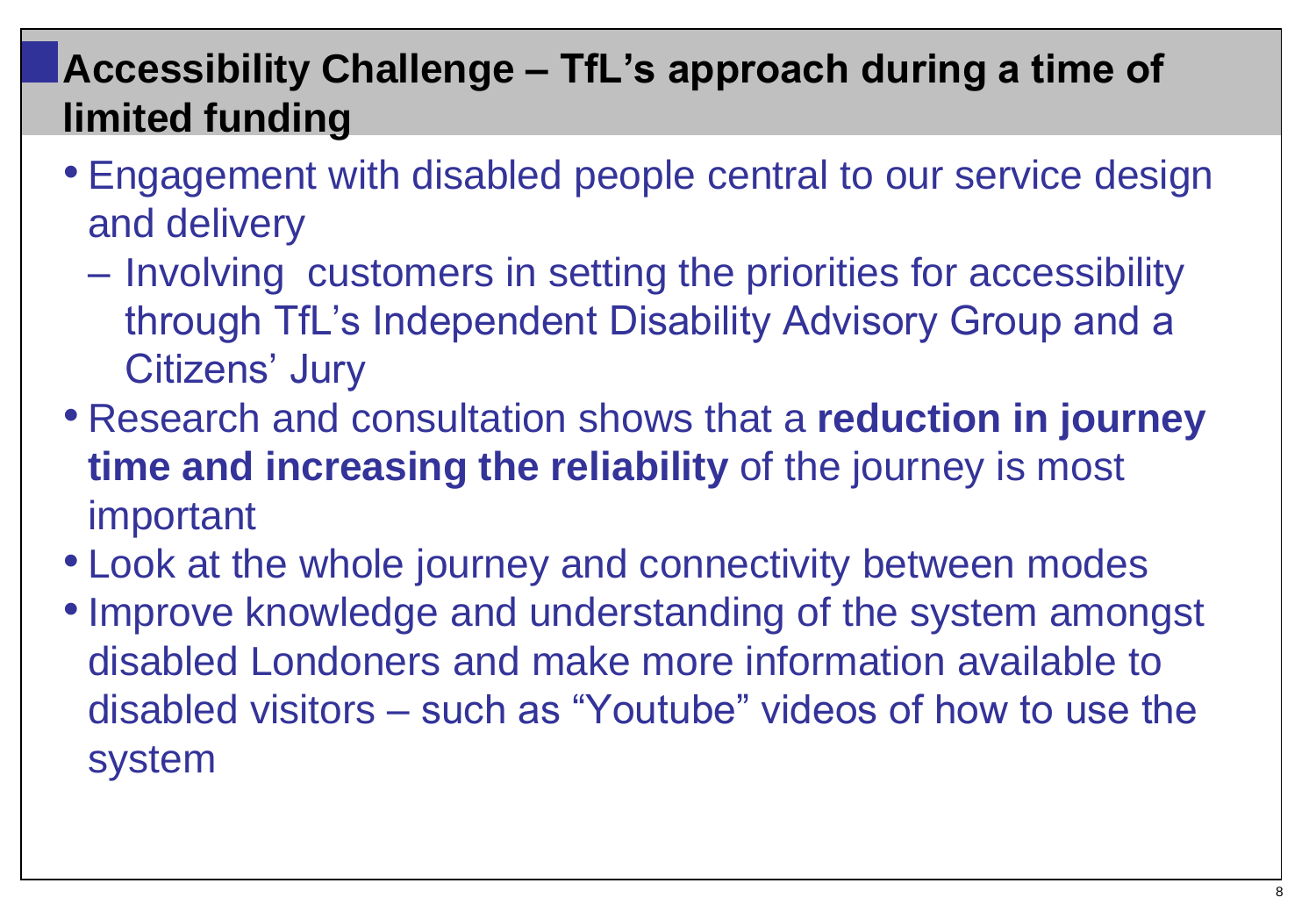# Accessibility Challenge – TfL's approach during a time of limited funding

- Engagement with disabled people central to our service design and delivery
  - Involving customers in setting the priorities for accessibility through TfL's Independent Disability Advisory Group and a Citizens' Jury
- Research and consultation shows that a **reduction in journey time and increasing the reliability** of the journey is most important
- Look at the whole journey and connectivity between modes
- Improve knowledge and understanding of the system amongst disabled Londoners and make more information available to disabled visitors – such as "Youtube" videos of how to use the system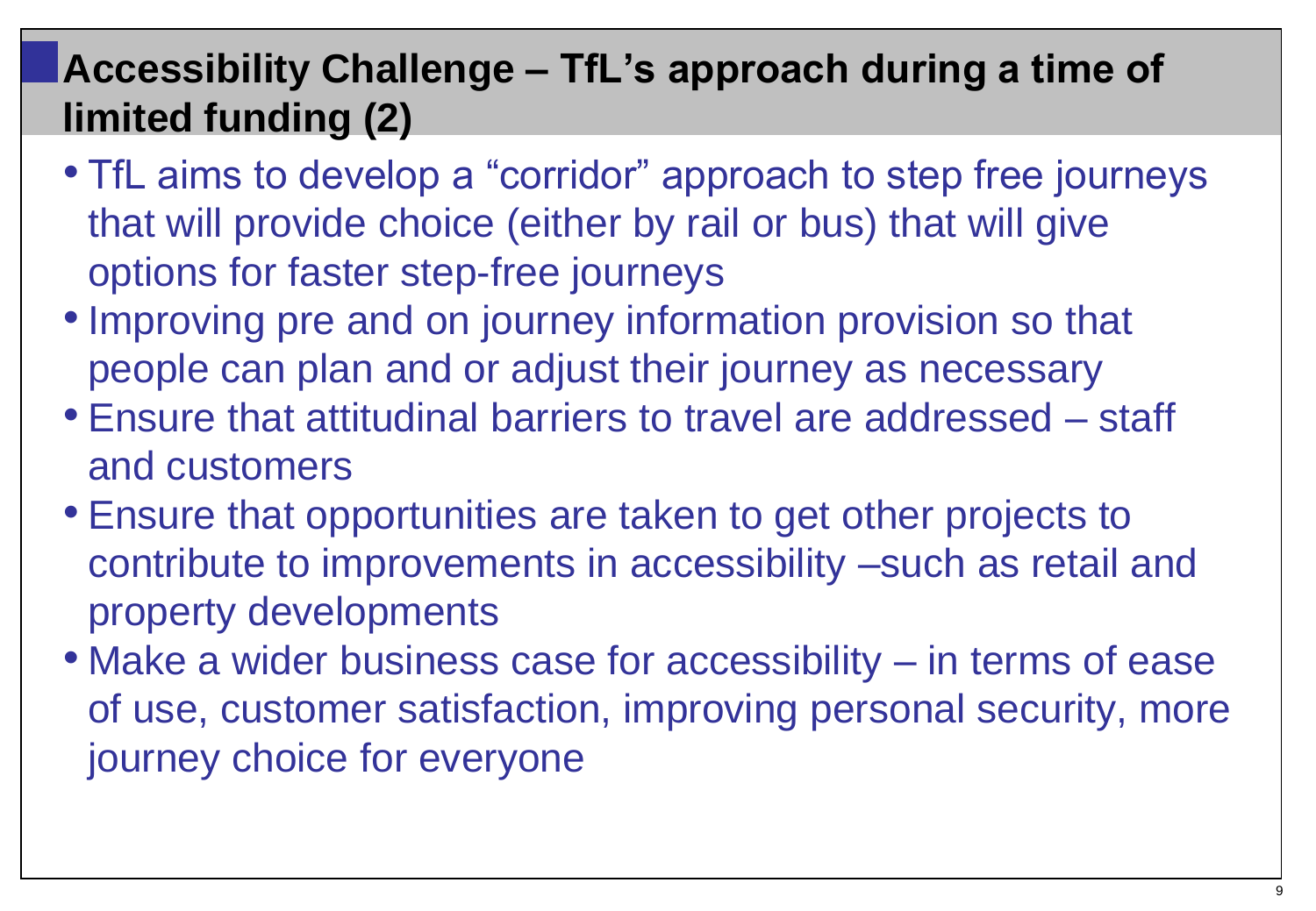# Accessibility Challenge – TfL's approach during a time of limited funding (2)

- TfL aims to develop a "corridor" approach to step free journeys that will provide choice (either by rail or bus) that will give options for faster step-free journeys
- Improving pre and on journey information provision so that people can plan and or adjust their journey as necessary
- Ensure that attitudinal barriers to travel are addressed – staff and customers
- Ensure that opportunities are taken to get other projects to contribute to improvements in accessibility –such as retail and property developments
- Make a wider business case for accessibility – in terms of ease of use, customer satisfaction, improving personal security, more journey choice for everyone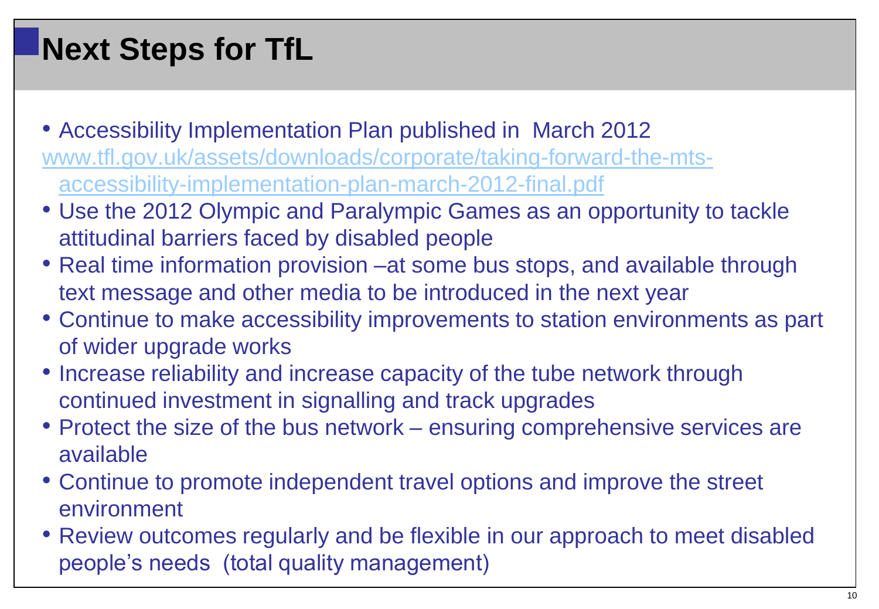# Next Steps for TfL

- Accessibility Implementation Plan published in March 2012
  www.tfl.gov.uk/assets/downloads/corporate/taking-forward-the-mts-accessibility-implementation-plan-march-2012-final.pdf
- Use the 2012 Olympic and Paralympic Games as an opportunity to tackle attitudinal barriers faced by disabled people
- Real time information provision –at some bus stops, and available through text message and other media to be introduced in the next year
- Continue to make accessibility improvements to station environments as part of wider upgrade works
- Increase reliability and increase capacity of the tube network through continued investment in signalling and track upgrades
- Protect the size of the bus network – ensuring comprehensive services are available
- Continue to promote independent travel options and improve the street environment
- Review outcomes regularly and be flexible in our approach to meet disabled people's needs (total quality management)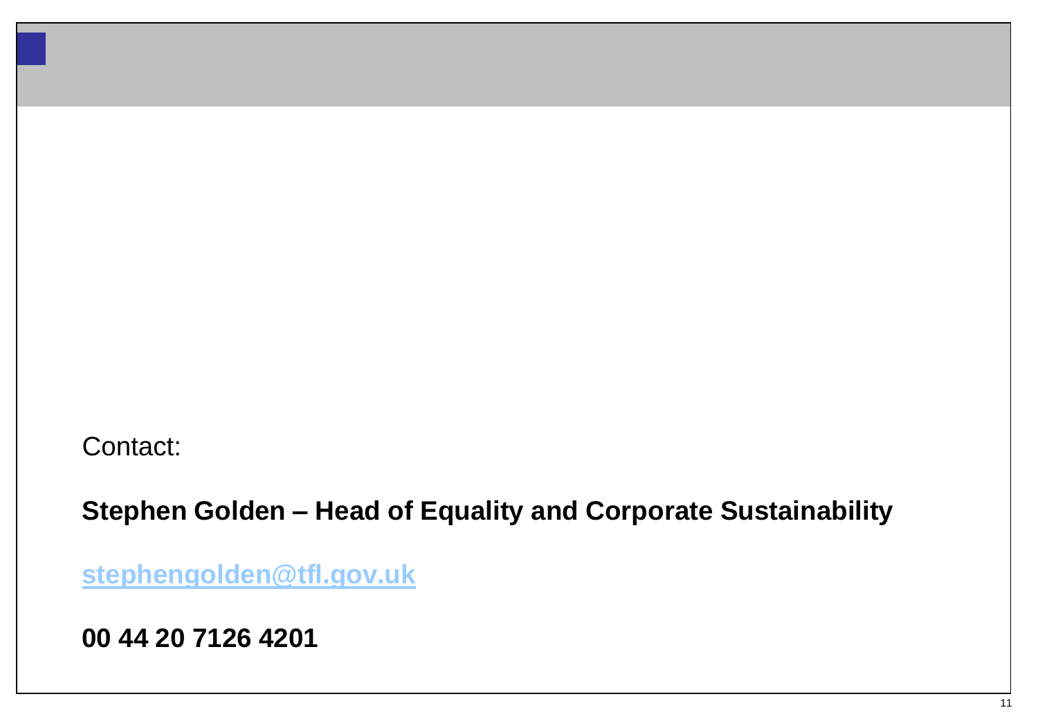Contact:

**Stephen Golden – Head of Equality and Corporate Sustainability**

**stephengolden@tfl.gov.uk**

**00 44 20 7126 4201**